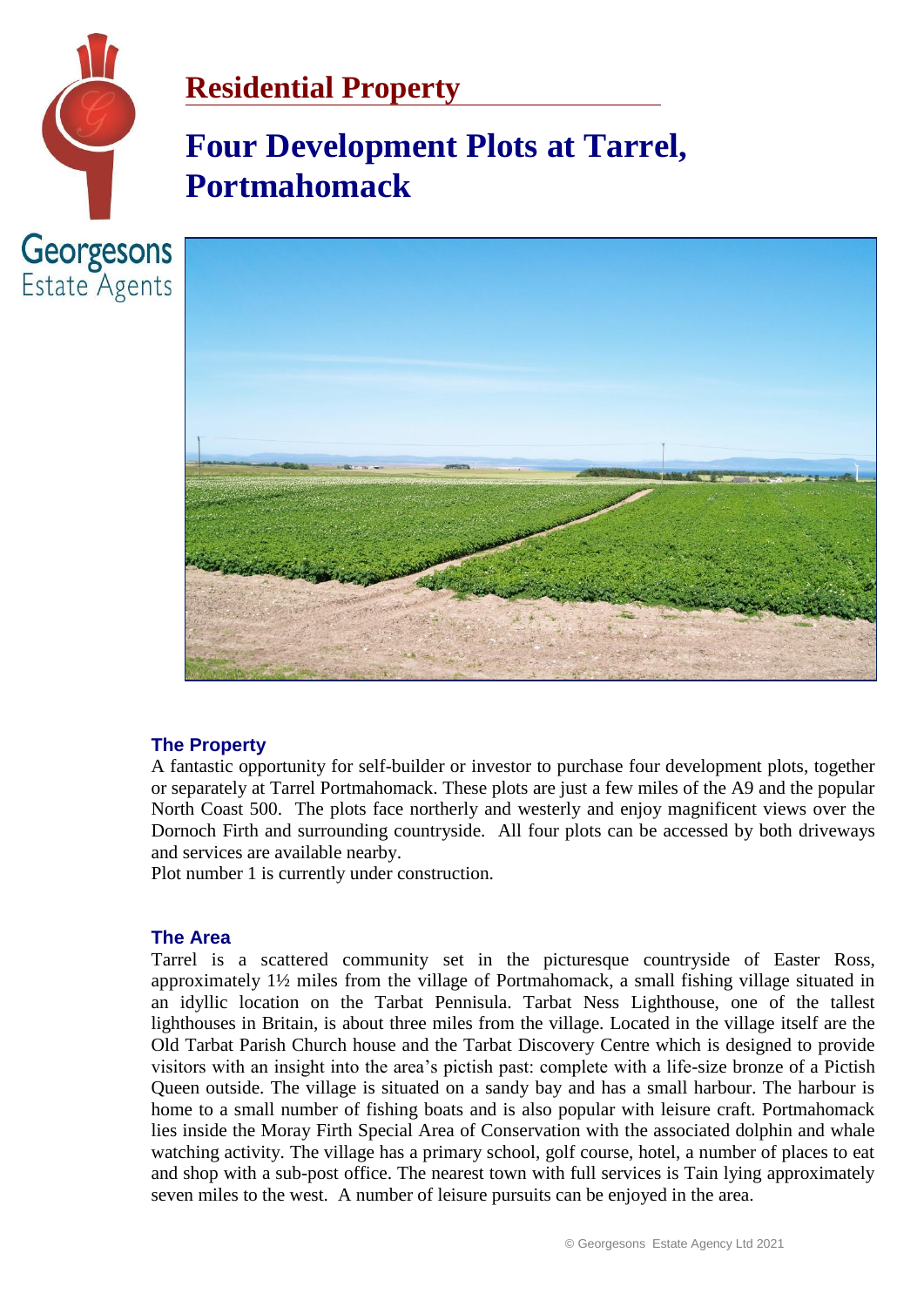Georgesons Estate Agents

## Residential Property

# Four Development Plots at Tarrel, Portmahomack

### The Property

A fantastic opportunity for self-builder or investor to purchase four development plots, together or separately at Tarrel Portmahomack. These plots are just a few miles of the A9 and the popular North Coast 500. The plots face northerly and westerly and enjoy magnificent views over the Dornoch Firth and surrounding countryside. All four plots can be accessed by both driveways and services are available nearby.

Plot number 1 is currently under construction.

### The Area

Tarrel is a scattered community set in the picturesque countryside of Easter Ross, approximately 1½ miles from the village of Portmahomack, a small fishing village situated in an idyllic location on the Tarbat Pennisula. Tarbat Ness Lighthouse, one of the tallest lighthouses in Britain, is about three miles from the village. Located in the village itself are the Old Tarbat Parish Church house and the Tarbat Discovery Centre which is designed to provide visitors with an insight into the area's pictish past: complete with a life-size bronze of a Pictish Queen outside. The village is situated on a sandy bay and has a small harbour. The harbour is home to a small number of fishing boats and is also popular with leisure craft. Portmahomack lies inside the Moray Firth Special Area of Conservation with the associated dolphin and whale watching activity. The village has a primary school, golf course, hotel, a number of places to eat and shop with a sub-post office. The nearest town with full services is Tain lying approximately seven miles to the west. A number of leisure pursuits can be enjoyed in the area.

© Georgesons Estate Agency Ltd 2021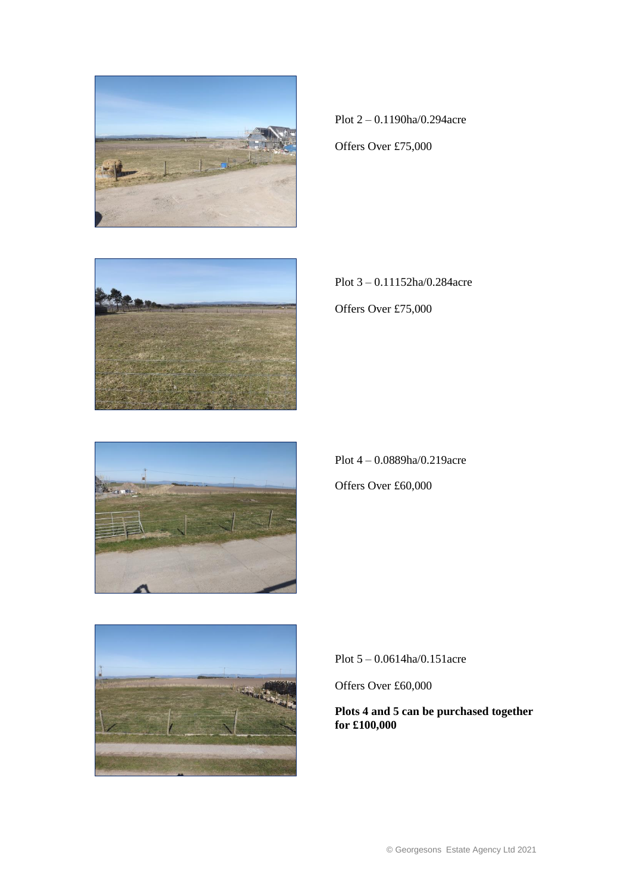Plot 2 – 0.1190ha/0.294acre

Offers Over £75,000

Plot 3 – 0.11152ha/0.284acre

Offers Over £75,000

Plot 4 – 0.0889ha/0.219acre

Offers Over £60,000

Plot 5 – 0.0614ha/0.151acre

Offers Over £60,000

**Plots 4 and 5 can be purchased together for £100,000**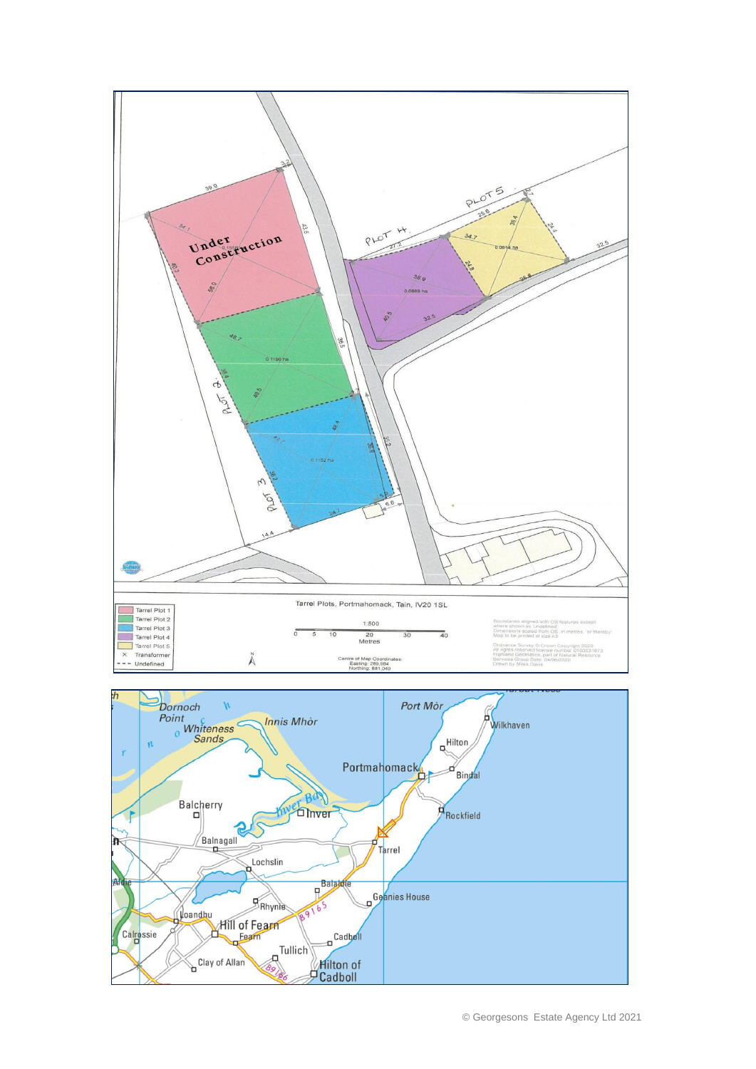Under Construction

PLOT 2

PLOT 3

PLOT 4

PLOT 5

0.1190 ha

0.1152 ha

0.0889 ha

0.0614 ha

Tarrel Plots, Portmahomack, Tain, IV20 1SL

- Tarrel Plot 1
- Tarrel Plot 2
- Tarrel Plot 3
- Tarrel Plot 4
- Tarrel Plot 5
- × Transformer
- - - - Undefined

1:500

0 5 10 20 30 40

Metres

Centre of Map Coordinates:
Easting: 289,984
Northing: 881,049

Boundaries aligned with OS features except where shown as 'Undefined'.
Dimensions scaled from OS, in metres, 'or thereby'.
Map to be printed at size A3

Ordnance Survey © Crown Copyright 2020
All rights reserved licence number 0100031673
Highland Geomatics, part of Natural Resource Services Group Date: 04/06/2020
Drawn by Miles Davis

Dornoch Point, Whiteness Sands, Innis Mhòr, Port Mòr, Wilkhaven, Hilton, Portmahomack, Bindal, Balcherry, Inver Bay, Inver, Rockfield, Balnagall, Tarrel, Lochslin, Balaldie, Geanies House, Rhynie, Loandhu, Hill of Fearn, Fearn, Calrossie, Cadboll, Tullich, Clay of Allan, Hilton of Cadboll, B9165, B9166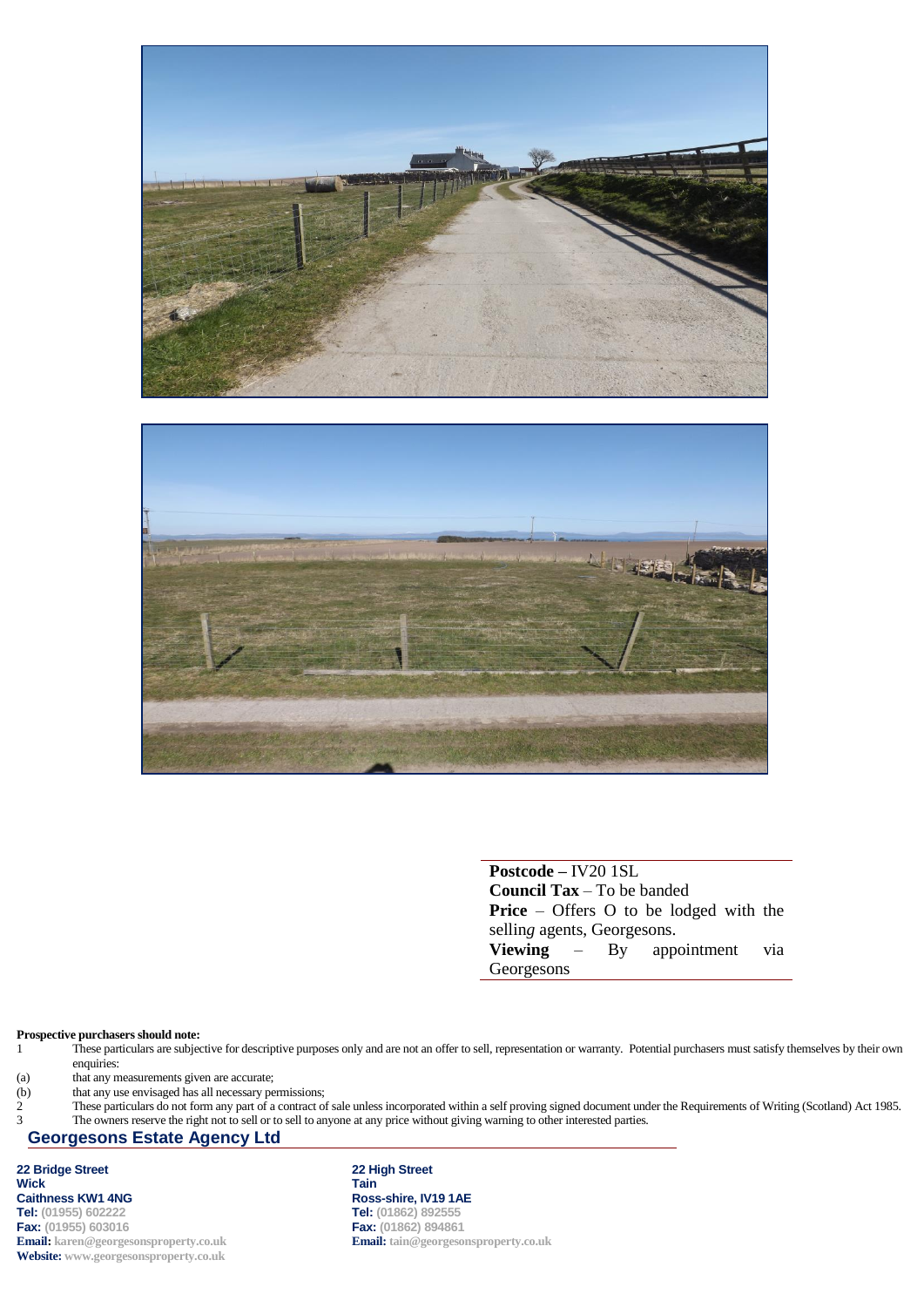**Postcode** – IV20 1SL
**Council Tax** – To be banded
**Price** – Offers O to be lodged with the selling agents, Georgesons.
**Viewing** – By appointment via Georgesons

**Prospective purchasers should note:**

1. These particulars are subjective for descriptive purposes only and are not an offer to sell, representation or warranty. Potential purchasers must satisfy themselves by their own enquiries:
   (a) that any measurements given are accurate;
   (b) that any use envisaged has all necessary permissions;
2. These particulars do not form any part of a contract of sale unless incorporated within a self proving signed document under the Requirements of Writing (Scotland) Act 1985.
3. The owners reserve the right not to sell or to sell to anyone at any price without giving warning to other interested parties.

## Georgesons Estate Agency Ltd

**22 Bridge Street**
**Wick**
**Caithness KW1 4NG**
**Tel:** (01955) 602222
**Fax:** (01955) 603016
**Email:** karen@georgesonsproperty.co.uk
**Website:** www.georgesonsproperty.co.uk

**22 High Street**
**Tain**
**Ross-shire, IV19 1AE**
**Tel:** (01862) 892555
**Fax:** (01862) 894861
**Email:** tain@georgesonsproperty.co.uk